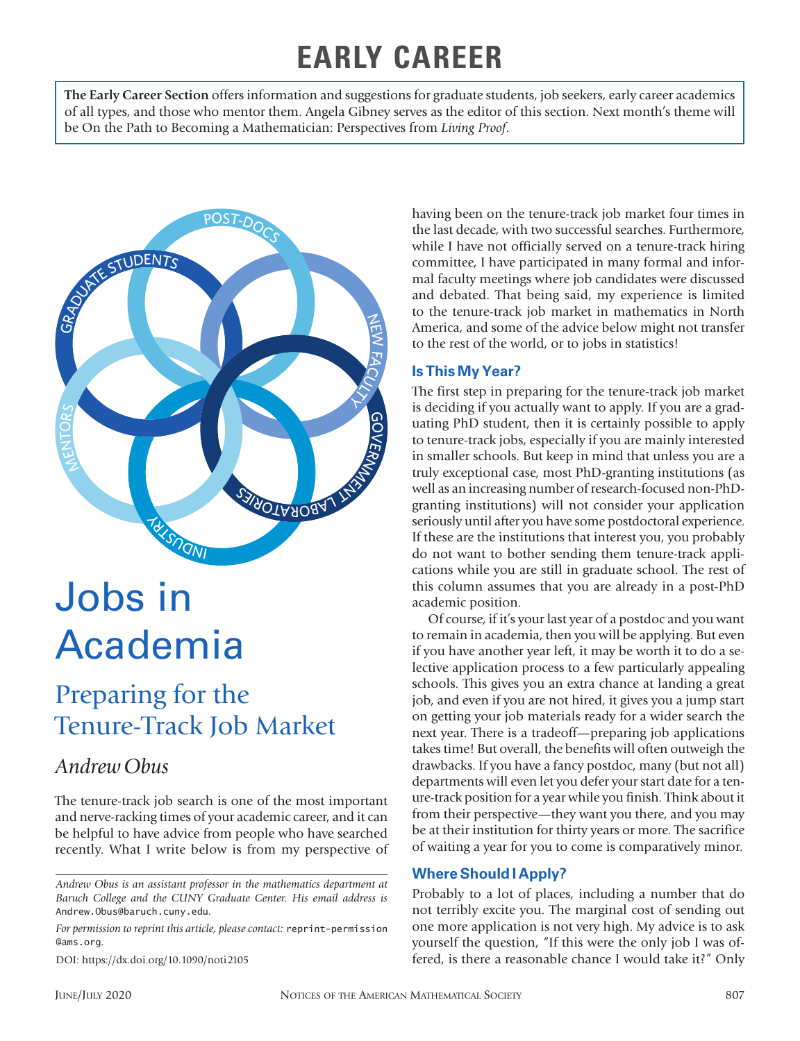# EARLY CAREER

**The Early Career Section** offers information and suggestions for graduate students, job seekers, early career academics of all types, and those who mentor them. Angela Gibney serves as the editor of this section. Next month's theme will be On the Path to Becoming a Mathematician: Perspectives from *Living Proof*.

# Jobs in Academia

## Preparing for the Tenure-Track Job Market

### *Andrew Obus*

The tenure-track job search is one of the most important and nerve-racking times of your academic career, and it can be helpful to have advice from people who have searched recently. What I write below is from my perspective of having been on the tenure-track job market four times in the last decade, with two successful searches. Furthermore, while I have not officially served on a tenure-track hiring committee, I have participated in many formal and informal faculty meetings where job candidates were discussed and debated. That being said, my experience is limited to the tenure-track job market in mathematics in North America, and some of the advice below might not transfer to the rest of the world, or to jobs in statistics!

### Is This My Year?

The first step in preparing for the tenure-track job market is deciding if you actually want to apply. If you are a graduating PhD student, then it is certainly possible to apply to tenure-track jobs, especially if you are mainly interested in smaller schools. But keep in mind that unless you are a truly exceptional case, most PhD-granting institutions (as well as an increasing number of research-focused non-PhD-granting institutions) will not consider your application seriously until after you have some postdoctoral experience. If these are the institutions that interest you, you probably do not want to bother sending them tenure-track applications while you are still in graduate school. The rest of this column assumes that you are already in a post-PhD academic position.

Of course, if it's your last year of a postdoc and you want to remain in academia, then you will be applying. But even if you have another year left, it may be worth it to do a selective application process to a few particularly appealing schools. This gives you an extra chance at landing a great job, and even if you are not hired, it gives you a jump start on getting your job materials ready for a wider search the next year. There is a tradeoff—preparing job applications takes time! But overall, the benefits will often outweigh the drawbacks. If you have a fancy postdoc, many (but not all) departments will even let you defer your start date for a tenure-track position for a year while you finish. Think about it from their perspective—they want you there, and you may be at their institution for thirty years or more. The sacrifice of waiting a year for you to come is comparatively minor.

### Where Should I Apply?

Probably to a lot of places, including a number that do not terribly excite you. The marginal cost of sending out one more application is not very high. My advice is to ask yourself the question, "If this were the only job I was offered, is there a reasonable chance I would take it?" Only

---

*Andrew Obus is an assistant professor in the mathematics department at Baruch College and the CUNY Graduate Center. His email address is* Andrew.Obus@baruch.cuny.edu.

*For permission to reprint this article, please contact:* reprint-permission@ams.org.

DOI: https://dx.doi.org/10.1090/noti2105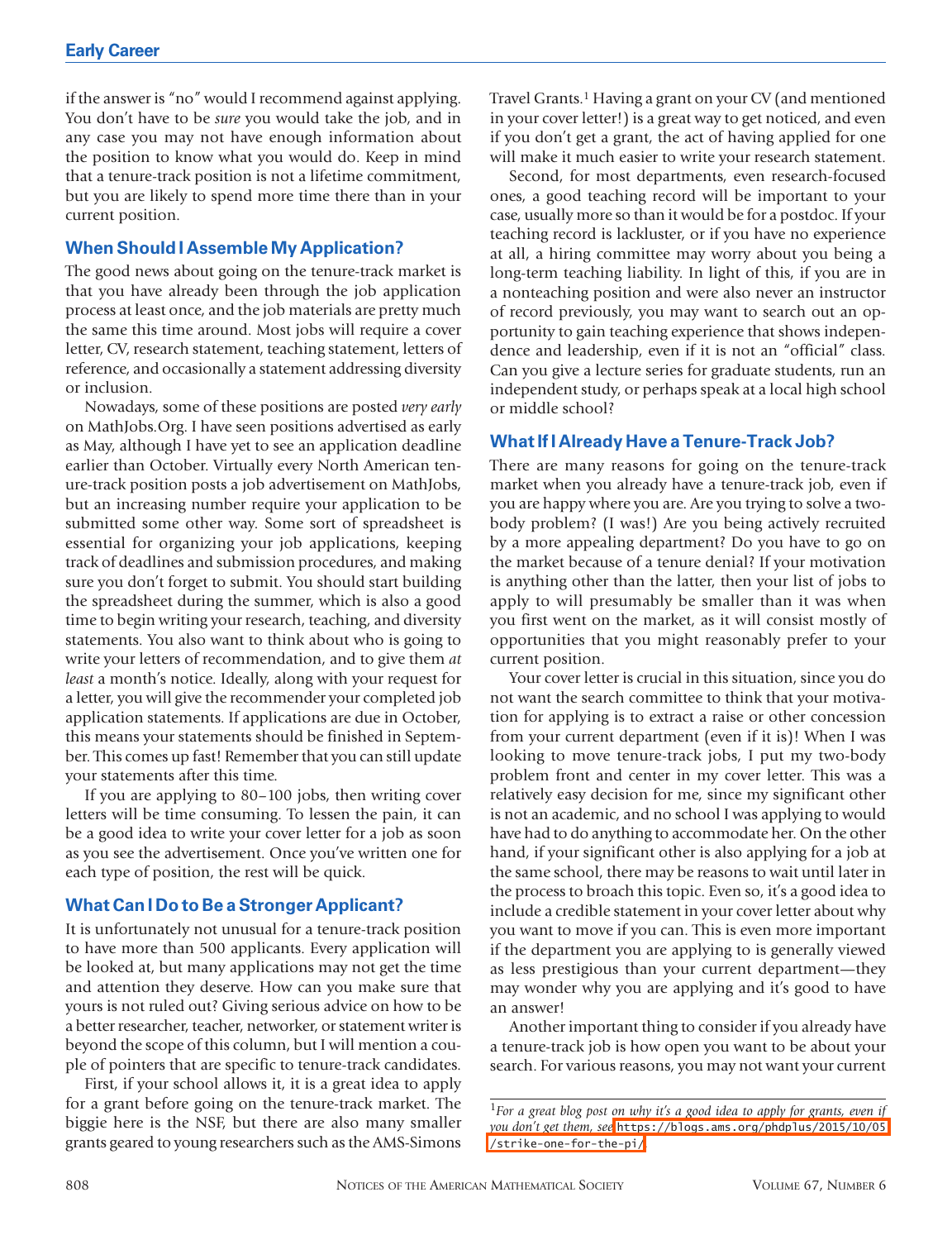if the answer is "no" would I recommend against applying. You don't have to be *sure* you would take the job, and in any case you may not have enough information about the position to know what you would do. Keep in mind that a tenure-track position is not a lifetime commitment, but you are likely to spend more time there than in your current position.

## When Should I Assemble My Application?

The good news about going on the tenure-track market is that you have already been through the job application process at least once, and the job materials are pretty much the same this time around. Most jobs will require a cover letter, CV, research statement, teaching statement, letters of reference, and occasionally a statement addressing diversity or inclusion.

Nowadays, some of these positions are posted *very early* on MathJobs.Org. I have seen positions advertised as early as May, although I have yet to see an application deadline earlier than October. Virtually every North American tenure-track position posts a job advertisement on MathJobs, but an increasing number require your application to be submitted some other way. Some sort of spreadsheet is essential for organizing your job applications, keeping track of deadlines and submission procedures, and making sure you don't forget to submit. You should start building the spreadsheet during the summer, which is also a good time to begin writing your research, teaching, and diversity statements. You also want to think about who is going to write your letters of recommendation, and to give them *at least* a month's notice. Ideally, along with your request for a letter, you will give the recommender your completed job application statements. If applications are due in October, this means your statements should be finished in September. This comes up fast! Remember that you can still update your statements after this time.

If you are applying to 80–100 jobs, then writing cover letters will be time consuming. To lessen the pain, it can be a good idea to write your cover letter for a job as soon as you see the advertisement. Once you've written one for each type of position, the rest will be quick.

## What Can I Do to Be a Stronger Applicant?

It is unfortunately not unusual for a tenure-track position to have more than 500 applicants. Every application will be looked at, but many applications may not get the time and attention they deserve. How can you make sure that yours is not ruled out? Giving serious advice on how to be a better researcher, teacher, networker, or statement writer is beyond the scope of this column, but I will mention a couple of pointers that are specific to tenure-track candidates.

First, if your school allows it, it is a great idea to apply for a grant before going on the tenure-track market. The biggie here is the NSF, but there are also many smaller grants geared to young researchers such as the AMS-Simons Travel Grants.[1] Having a grant on your CV (and mentioned in your cover letter!) is a great way to get noticed, and even if you don't get a grant, the act of having applied for one will make it much easier to write your research statement.

Second, for most departments, even research-focused ones, a good teaching record will be important to your case, usually more so than it would be for a postdoc. If your teaching record is lackluster, or if you have no experience at all, a hiring committee may worry about you being a long-term teaching liability. In light of this, if you are in a nonteaching position and were also never an instructor of record previously, you may want to search out an opportunity to gain teaching experience that shows independence and leadership, even if it is not an "official" class. Can you give a lecture series for graduate students, run an independent study, or perhaps speak at a local high school or middle school?

## What If I Already Have a Tenure-Track Job?

There are many reasons for going on the tenure-track market when you already have a tenure-track job, even if you are happy where you are. Are you trying to solve a two-body problem? (I was!) Are you being actively recruited by a more appealing department? Do you have to go on the market because of a tenure denial? If your motivation is anything other than the latter, then your list of jobs to apply to will presumably be smaller than it was when you first went on the market, as it will consist mostly of opportunities that you might reasonably prefer to your current position.

Your cover letter is crucial in this situation, since you do not want the search committee to think that your motivation for applying is to extract a raise or other concession from your current department (even if it is)! When I was looking to move tenure-track jobs, I put my two-body problem front and center in my cover letter. This was a relatively easy decision for me, since my significant other is not an academic, and no school I was applying to would have had to do anything to accommodate her. On the other hand, if your significant other is also applying for a job at the same school, there may be reasons to wait until later in the process to broach this topic. Even so, it's a good idea to include a credible statement in your cover letter about why you want to move if you can. This is even more important if the department you are applying to is generally viewed as less prestigious than your current department—they may wonder why you are applying and it's good to have an answer!

Another important thing to consider if you already have a tenure-track job is how open you want to be about your search. For various reasons, you may not want your current

---

[1] *For a great blog post on why it's a good idea to apply for grants, even if you don't get them, see* https://blogs.ams.org/phdplus/2015/10/05/strike-one-for-the-pi/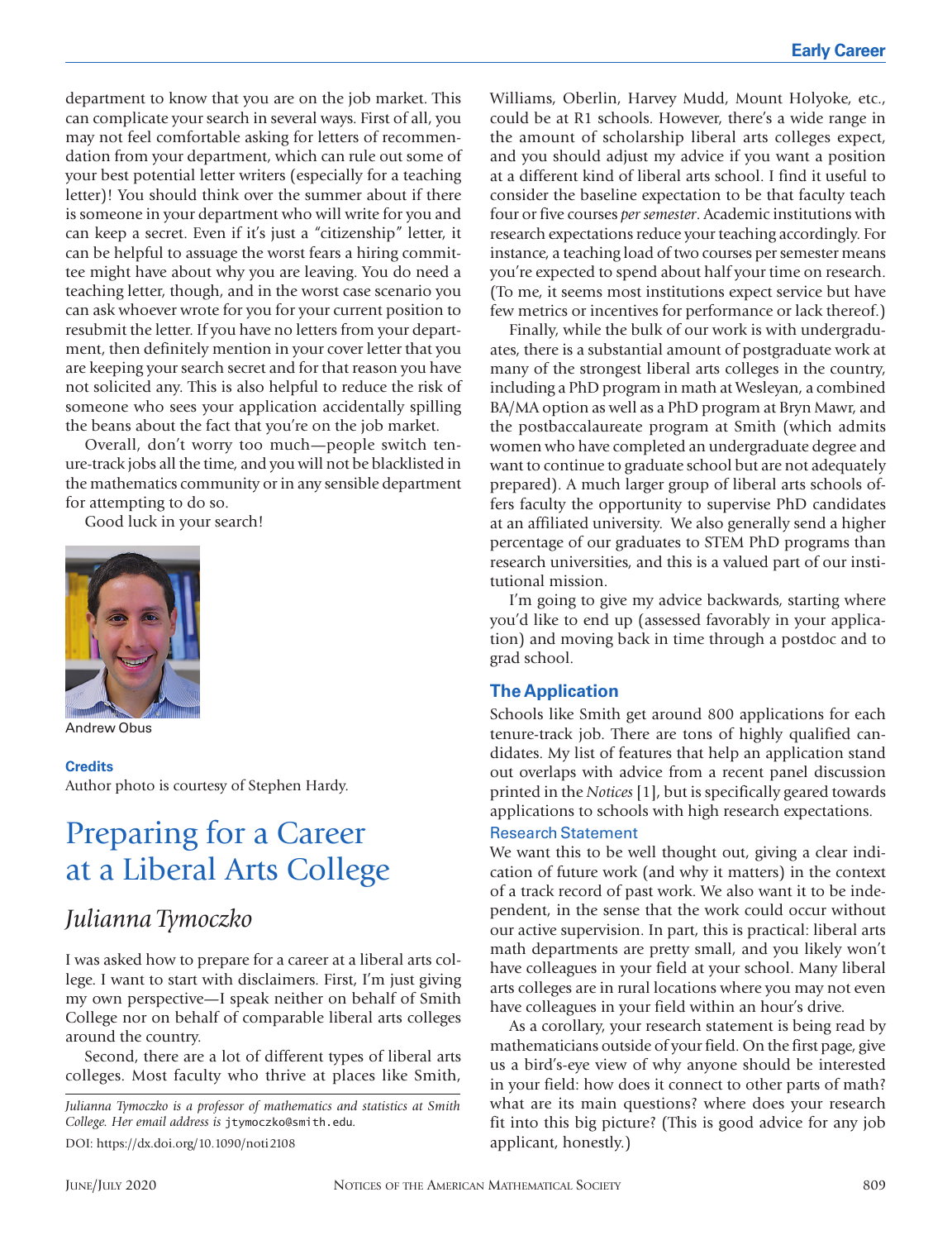department to know that you are on the job market. This can complicate your search in several ways. First of all, you may not feel comfortable asking for letters of recommendation from your department, which can rule out some of your best potential letter writers (especially for a teaching letter)! You should think over the summer about if there is someone in your department who will write for you and can keep a secret. Even if it's just a "citizenship" letter, it can be helpful to assuage the worst fears a hiring committee might have about why you are leaving. You do need a teaching letter, though, and in the worst case scenario you can ask whoever wrote for you for your current position to resubmit the letter. If you have no letters from your department, then definitely mention in your cover letter that you are keeping your search secret and for that reason you have not solicited any. This is also helpful to reduce the risk of someone who sees your application accidentally spilling the beans about the fact that you're on the job market.

Overall, don't worry too much—people switch tenure-track jobs all the time, and you will not be blacklisted in the mathematics community or in any sensible department for attempting to do so.

Good luck in your search!

Andrew Obus

**Credits**

Author photo is courtesy of Stephen Hardy.

# Preparing for a Career at a Liberal Arts College

## *Julianna Tymoczko*

I was asked how to prepare for a career at a liberal arts college. I want to start with disclaimers. First, I'm just giving my own perspective—I speak neither on behalf of Smith College nor on behalf of comparable liberal arts colleges around the country.

Second, there are a lot of different types of liberal arts colleges. Most faculty who thrive at places like Smith, Williams, Oberlin, Harvey Mudd, Mount Holyoke, etc., could be at R1 schools. However, there's a wide range in the amount of scholarship liberal arts colleges expect, and you should adjust my advice if you want a position at a different kind of liberal arts school. I find it useful to consider the baseline expectation to be that faculty teach four or five courses *per semester*. Academic institutions with research expectations reduce your teaching accordingly. For instance, a teaching load of two courses per semester means you're expected to spend about half your time on research. (To me, it seems most institutions expect service but have few metrics or incentives for performance or lack thereof.)

Finally, while the bulk of our work is with undergraduates, there is a substantial amount of postgraduate work at many of the strongest liberal arts colleges in the country, including a PhD program in math at Wesleyan, a combined BA/MA option as well as a PhD program at Bryn Mawr, and the postbaccalaureate program at Smith (which admits women who have completed an undergraduate degree and want to continue to graduate school but are not adequately prepared). A much larger group of liberal arts schools offers faculty the opportunity to supervise PhD candidates at an affiliated university. We also generally send a higher percentage of our graduates to STEM PhD programs than research universities, and this is a valued part of our institutional mission.

I'm going to give my advice backwards, starting where you'd like to end up (assessed favorably in your application) and moving back in time through a postdoc and to grad school.

*Julianna Tymoczko is a professor of mathematics and statistics at Smith College. Her email address is* jtymoczko@smith.edu.

DOI: https://dx.doi.org/10.1090/noti2108

### The Application

Schools like Smith get around 800 applications for each tenure-track job. There are tons of highly qualified candidates. My list of features that help an application stand out overlaps with advice from a recent panel discussion printed in the *Notices* [1], but is specifically geared towards applications to schools with high research expectations.

#### Research Statement

We want this to be well thought out, giving a clear indication of future work (and why it matters) in the context of a track record of past work. We also want it to be independent, in the sense that the work could occur without our active supervision. In part, this is practical: liberal arts math departments are pretty small, and you likely won't have colleagues in your field at your school. Many liberal arts colleges are in rural locations where you may not even have colleagues in your field within an hour's drive.

As a corollary, your research statement is being read by mathematicians outside of your field. On the first page, give us a bird's-eye view of why anyone should be interested in your field: how does it connect to other parts of math? what are its main questions? where does your research fit into this big picture? (This is good advice for any job applicant, honestly.)